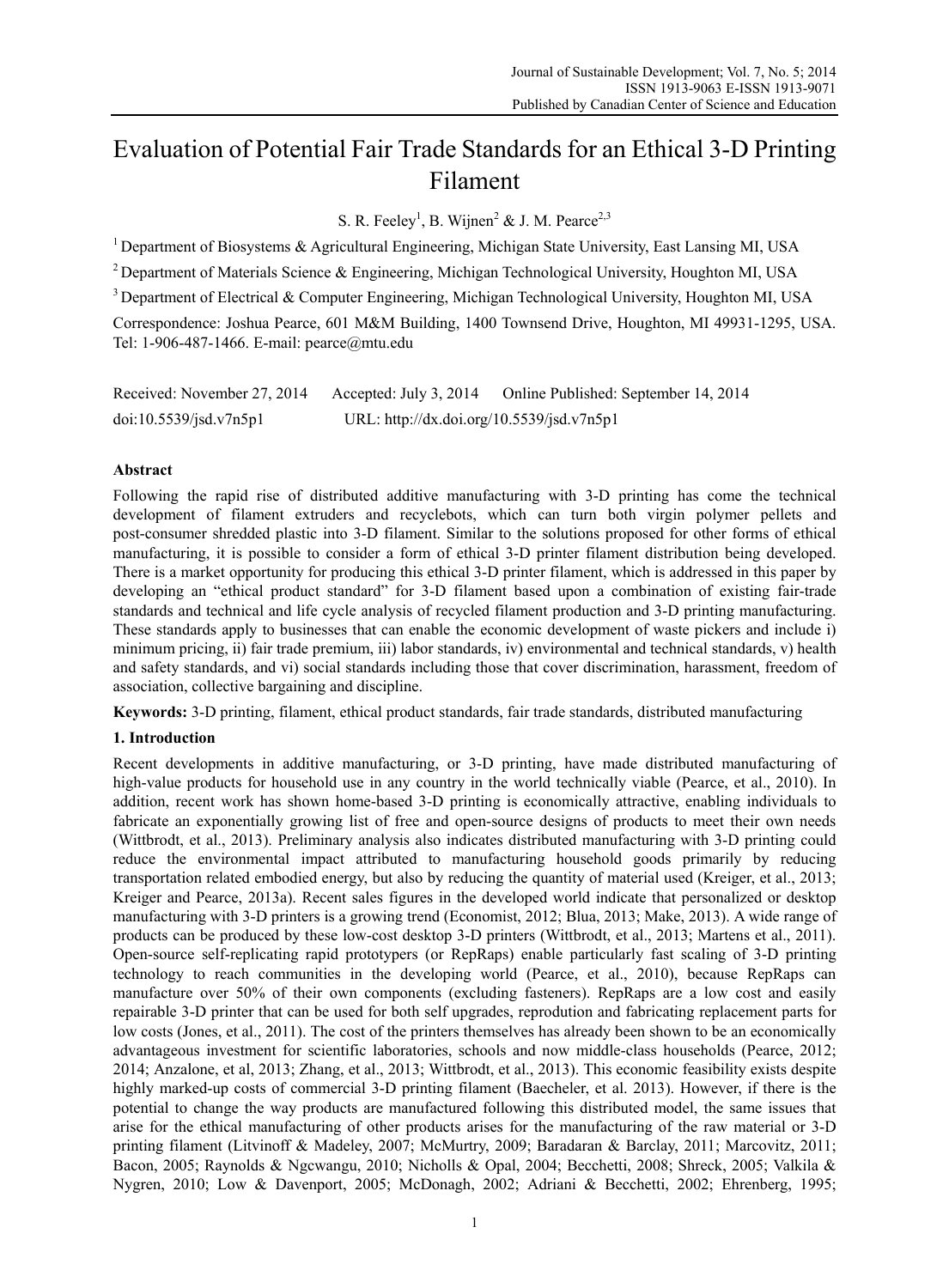# Evaluation of Potential Fair Trade Standards for an Ethical 3-D Printing Filament

S. R. Feeley[1], B. Wijnen[2] & J. M. Pearce[2,3]

[1] Department of Biosystems & Agricultural Engineering, Michigan State University, East Lansing MI, USA

[2] Department of Materials Science & Engineering, Michigan Technological University, Houghton MI, USA

[3] Department of Electrical & Computer Engineering, Michigan Technological University, Houghton MI, USA

Correspondence: Joshua Pearce, 601 M&M Building, 1400 Townsend Drive, Houghton, MI 49931-1295, USA. Tel: 1-906-487-1466. E-mail: pearce@mtu.edu

Received: November 27, 2014 Accepted: July 3, 2014 Online Published: September 14, 2014

doi:10.5539/jsd.v7n5p1 URL: http://dx.doi.org/10.5539/jsd.v7n5p1

## Abstract

Following the rapid rise of distributed additive manufacturing with 3-D printing has come the technical development of filament extruders and recyclebots, which can turn both virgin polymer pellets and post-consumer shredded plastic into 3-D filament. Similar to the solutions proposed for other forms of ethical manufacturing, it is possible to consider a form of ethical 3-D printer filament distribution being developed. There is a market opportunity for producing this ethical 3-D printer filament, which is addressed in this paper by developing an "ethical product standard" for 3-D filament based upon a combination of existing fair-trade standards and technical and life cycle analysis of recycled filament production and 3-D printing manufacturing. These standards apply to businesses that can enable the economic development of waste pickers and include i) minimum pricing, ii) fair trade premium, iii) labor standards, iv) environmental and technical standards, v) health and safety standards, and vi) social standards including those that cover discrimination, harassment, freedom of association, collective bargaining and discipline.

**Keywords:** 3-D printing, filament, ethical product standards, fair trade standards, distributed manufacturing

## 1. Introduction

Recent developments in additive manufacturing, or 3-D printing, have made distributed manufacturing of high-value products for household use in any country in the world technically viable (Pearce, et al., 2010). In addition, recent work has shown home-based 3-D printing is economically attractive, enabling individuals to fabricate an exponentially growing list of free and open-source designs of products to meet their own needs (Wittbrodt, et al., 2013). Preliminary analysis also indicates distributed manufacturing with 3-D printing could reduce the environmental impact attributed to manufacturing household goods primarily by reducing transportation related embodied energy, but also by reducing the quantity of material used (Kreiger, et al., 2013; Kreiger and Pearce, 2013a). Recent sales figures in the developed world indicate that personalized or desktop manufacturing with 3-D printers is a growing trend (Economist, 2012; Blua, 2013; Make, 2013). A wide range of products can be produced by these low-cost desktop 3-D printers (Wittbrodt, et al., 2013; Martens et al., 2011). Open-source self-replicating rapid prototypers (or RepRaps) enable particularly fast scaling of 3-D printing technology to reach communities in the developing world (Pearce, et al., 2010), because RepRaps can manufacture over 50% of their own components (excluding fasteners). RepRaps are a low cost and easily repairable 3-D printer that can be used for both self upgrades, reprodution and fabricating replacement parts for low costs (Jones, et al., 2011). The cost of the printers themselves has already been shown to be an economically advantageous investment for scientific laboratories, schools and now middle-class households (Pearce, 2012; 2014; Anzalone, et al, 2013; Zhang, et al., 2013; Wittbrodt, et al., 2013). This economic feasibility exists despite highly marked-up costs of commercial 3-D printing filament (Baecheler, et al. 2013). However, if there is the potential to change the way products are manufactured following this distributed model, the same issues that arise for the ethical manufacturing of other products arises for the manufacturing of the raw material or 3-D printing filament (Litvinoff & Madeley, 2007; McMurtry, 2009; Baradaran & Barclay, 2011; Marcovitz, 2011; Bacon, 2005; Raynolds & Ngcwangu, 2010; Nicholls & Opal, 2004; Becchetti, 2008; Shreck, 2005; Valkila & Nygren, 2010; Low & Davenport, 2005; McDonagh, 2002; Adriani & Becchetti, 2002; Ehrenberg, 1995;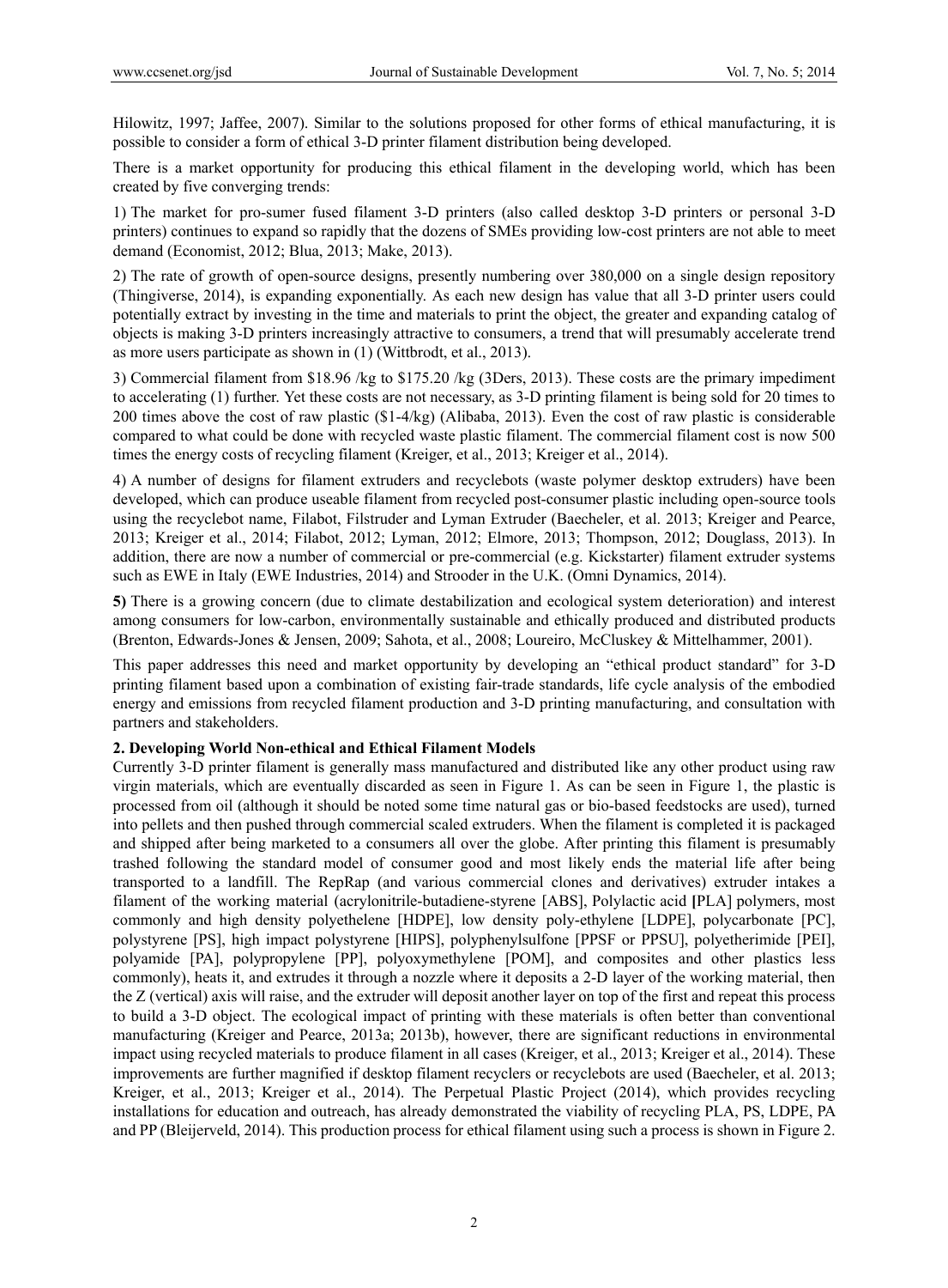Hilowitz, 1997; Jaffee, 2007). Similar to the solutions proposed for other forms of ethical manufacturing, it is possible to consider a form of ethical 3-D printer filament distribution being developed.

There is a market opportunity for producing this ethical filament in the developing world, which has been created by five converging trends:

1) The market for pro-sumer fused filament 3-D printers (also called desktop 3-D printers or personal 3-D printers) continues to expand so rapidly that the dozens of SMEs providing low-cost printers are not able to meet demand (Economist, 2012; Blua, 2013; Make, 2013).

2) The rate of growth of open-source designs, presently numbering over 380,000 on a single design repository (Thingiverse, 2014), is expanding exponentially. As each new design has value that all 3-D printer users could potentially extract by investing in the time and materials to print the object, the greater and expanding catalog of objects is making 3-D printers increasingly attractive to consumers, a trend that will presumably accelerate trend as more users participate as shown in (1) (Wittbrodt, et al., 2013).

3) Commercial filament from $18.96 /kg to $175.20 /kg (3Ders, 2013). These costs are the primary impediment to accelerating (1) further. Yet these costs are not necessary, as 3-D printing filament is being sold for 20 times to 200 times above the cost of raw plastic ($1-4/kg) (Alibaba, 2013). Even the cost of raw plastic is considerable compared to what could be done with recycled waste plastic filament. The commercial filament cost is now 500 times the energy costs of recycling filament (Kreiger, et al., 2013; Kreiger et al., 2014).

4) A number of designs for filament extruders and recyclebots (waste polymer desktop extruders) have been developed, which can produce useable filament from recycled post-consumer plastic including open-source tools using the recyclebot name, Filabot, Filstruder and Lyman Extruder (Baecheler, et al. 2013; Kreiger and Pearce, 2013; Kreiger et al., 2014; Filabot, 2012; Lyman, 2012; Elmore, 2013; Thompson, 2012; Douglass, 2013). In addition, there are now a number of commercial or pre-commercial (e.g. Kickstarter) filament extruder systems such as EWE in Italy (EWE Industries, 2014) and Strooder in the U.K. (Omni Dynamics, 2014).

**5)** There is a growing concern (due to climate destabilization and ecological system deterioration) and interest among consumers for low-carbon, environmentally sustainable and ethically produced and distributed products (Brenton, Edwards-Jones & Jensen, 2009; Sahota, et al., 2008; Loureiro, McCluskey & Mittelhammer, 2001).

This paper addresses this need and market opportunity by developing an "ethical product standard" for 3-D printing filament based upon a combination of existing fair-trade standards, life cycle analysis of the embodied energy and emissions from recycled filament production and 3-D printing manufacturing, and consultation with partners and stakeholders.

## 2. Developing World Non-ethical and Ethical Filament Models

Currently 3-D printer filament is generally mass manufactured and distributed like any other product using raw virgin materials, which are eventually discarded as seen in Figure 1. As can be seen in Figure 1, the plastic is processed from oil (although it should be noted some time natural gas or bio-based feedstocks are used), turned into pellets and then pushed through commercial scaled extruders. When the filament is completed it is packaged and shipped after being marketed to a consumers all over the globe. After printing this filament is presumably trashed following the standard model of consumer good and most likely ends the material life after being transported to a landfill. The RepRap (and various commercial clones and derivatives) extruder intakes a filament of the working material (acrylonitrile-butadiene-styrene [ABS], Polylactic acid **[**PLA] polymers, most commonly and high density polyethelene [HDPE], low density poly-ethylene [LDPE], polycarbonate [PC], polystyrene [PS], high impact polystyrene [HIPS], polyphenylsulfone [PPSF or PPSU], polyetherimide [PEI], polyamide [PA], polypropylene [PP], polyoxymethylene [POM], and composites and other plastics less commonly), heats it, and extrudes it through a nozzle where it deposits a 2-D layer of the working material, then the Z (vertical) axis will raise, and the extruder will deposit another layer on top of the first and repeat this process to build a 3-D object. The ecological impact of printing with these materials is often better than conventional manufacturing (Kreiger and Pearce, 2013a; 2013b), however, there are significant reductions in environmental impact using recycled materials to produce filament in all cases (Kreiger, et al., 2013; Kreiger et al., 2014). These improvements are further magnified if desktop filament recyclers or recyclebots are used (Baecheler, et al. 2013; Kreiger, et al., 2013; Kreiger et al., 2014). The Perpetual Plastic Project (2014), which provides recycling installations for education and outreach, has already demonstrated the viability of recycling PLA, PS, LDPE, PA and PP (Bleijerveld, 2014). This production process for ethical filament using such a process is shown in Figure 2.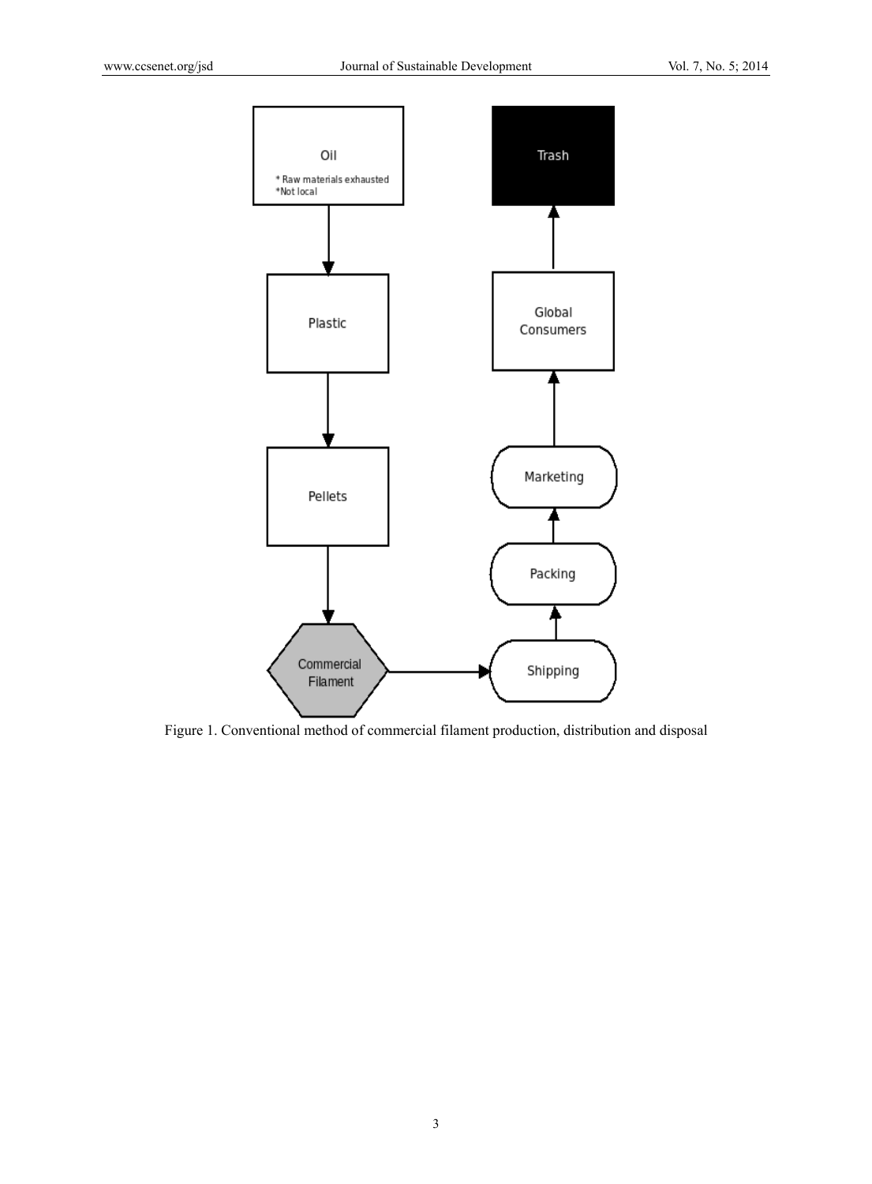Figure 1. Conventional method of commercial filament production, distribution and disposal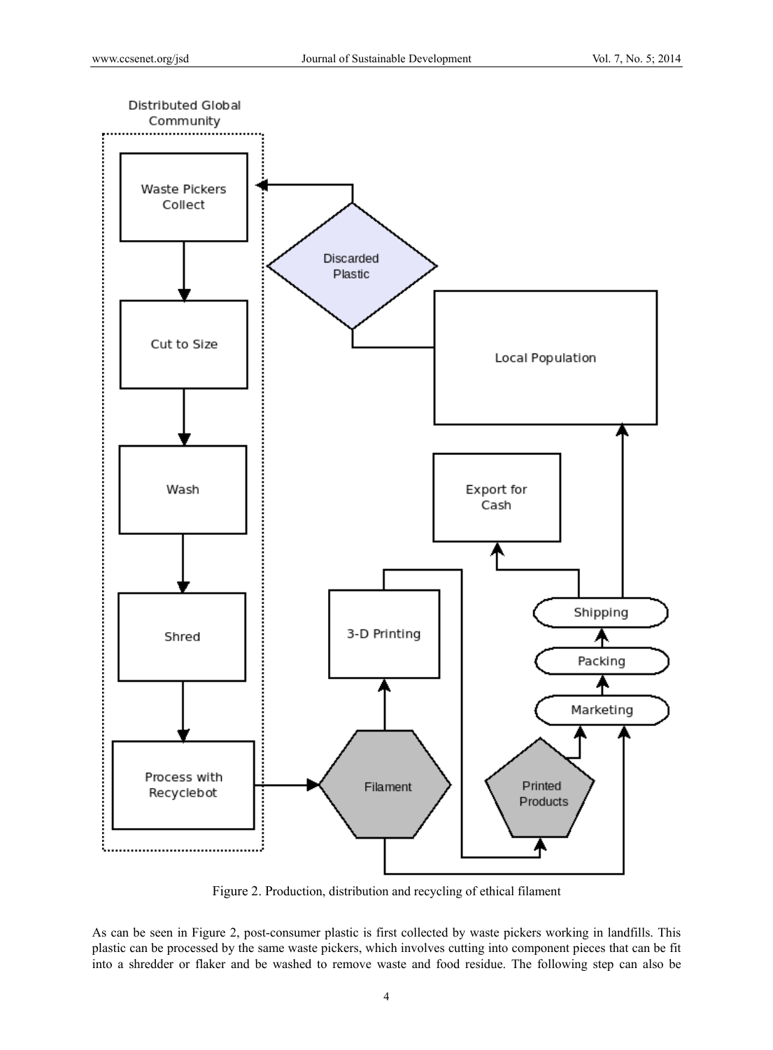Figure 2. Production, distribution and recycling of ethical filament

As can be seen in Figure 2, post-consumer plastic is first collected by waste pickers working in landfills. This plastic can be processed by the same waste pickers, which involves cutting into component pieces that can be fit into a shredder or flaker and be washed to remove waste and food residue. The following step can also be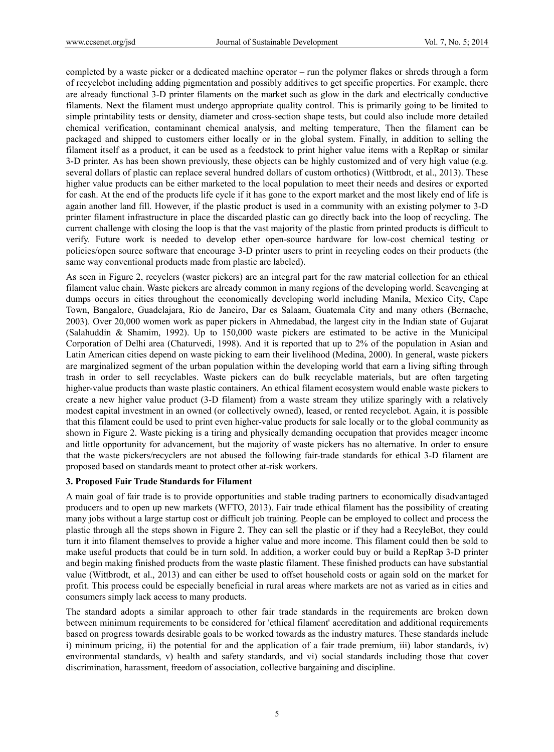completed by a waste picker or a dedicated machine operator – run the polymer flakes or shreds through a form of recyclebot including adding pigmentation and possibly additives to get specific properties. For example, there are already functional 3-D printer filaments on the market such as glow in the dark and electrically conductive filaments. Next the filament must undergo appropriate quality control. This is primarily going to be limited to simple printability tests or density, diameter and cross-section shape tests, but could also include more detailed chemical verification, contaminant chemical analysis, and melting temperature, Then the filament can be packaged and shipped to customers either locally or in the global system. Finally, in addition to selling the filament itself as a product, it can be used as a feedstock to print higher value items with a RepRap or similar 3-D printer. As has been shown previously, these objects can be highly customized and of very high value (e.g. several dollars of plastic can replace several hundred dollars of custom orthotics) (Wittbrodt, et al., 2013). These higher value products can be either marketed to the local population to meet their needs and desires or exported for cash. At the end of the products life cycle if it has gone to the export market and the most likely end of life is again another land fill. However, if the plastic product is used in a community with an existing polymer to 3-D printer filament infrastructure in place the discarded plastic can go directly back into the loop of recycling. The current challenge with closing the loop is that the vast majority of the plastic from printed products is difficult to verify. Future work is needed to develop ether open-source hardware for low-cost chemical testing or policies/open source software that encourage 3-D printer users to print in recycling codes on their products (the same way conventional products made from plastic are labeled).

As seen in Figure 2, recyclers (waster pickers) are an integral part for the raw material collection for an ethical filament value chain. Waste pickers are already common in many regions of the developing world. Scavenging at dumps occurs in cities throughout the economically developing world including Manila, Mexico City, Cape Town, Bangalore, Guadelajara, Rio de Janeiro, Dar es Salaam, Guatemala City and many others (Bernache, 2003). Over 20,000 women work as paper pickers in Ahmedabad, the largest city in the Indian state of Gujarat (Salahuddin & Shamim, 1992). Up to 150,000 waste pickers are estimated to be active in the Municipal Corporation of Delhi area (Chaturvedi, 1998). And it is reported that up to 2% of the population in Asian and Latin American cities depend on waste picking to earn their livelihood (Medina, 2000). In general, waste pickers are marginalized segment of the urban population within the developing world that earn a living sifting through trash in order to sell recyclables. Waste pickers can do bulk recyclable materials, but are often targeting higher-value products than waste plastic containers. An ethical filament ecosystem would enable waste pickers to create a new higher value product (3-D filament) from a waste stream they utilize sparingly with a relatively modest capital investment in an owned (or collectively owned), leased, or rented recyclebot. Again, it is possible that this filament could be used to print even higher-value products for sale locally or to the global community as shown in Figure 2. Waste picking is a tiring and physically demanding occupation that provides meager income and little opportunity for advancement, but the majority of waste pickers has no alternative. In order to ensure that the waste pickers/recyclers are not abused the following fair-trade standards for ethical 3-D filament are proposed based on standards meant to protect other at-risk workers.

## 3. Proposed Fair Trade Standards for Filament

A main goal of fair trade is to provide opportunities and stable trading partners to economically disadvantaged producers and to open up new markets (WFTO, 2013). Fair trade ethical filament has the possibility of creating many jobs without a large startup cost or difficult job training. People can be employed to collect and process the plastic through all the steps shown in Figure 2. They can sell the plastic or if they had a RecyleBot, they could turn it into filament themselves to provide a higher value and more income. This filament could then be sold to make useful products that could be in turn sold. In addition, a worker could buy or build a RepRap 3-D printer and begin making finished products from the waste plastic filament. These finished products can have substantial value (Wittbrodt, et al., 2013) and can either be used to offset household costs or again sold on the market for profit. This process could be especially beneficial in rural areas where markets are not as varied as in cities and consumers simply lack access to many products.

The standard adopts a similar approach to other fair trade standards in the requirements are broken down between minimum requirements to be considered for 'ethical filament' accreditation and additional requirements based on progress towards desirable goals to be worked towards as the industry matures. These standards include i) minimum pricing, ii) the potential for and the application of a fair trade premium, iii) labor standards, iv) environmental standards, v) health and safety standards, and vi) social standards including those that cover discrimination, harassment, freedom of association, collective bargaining and discipline.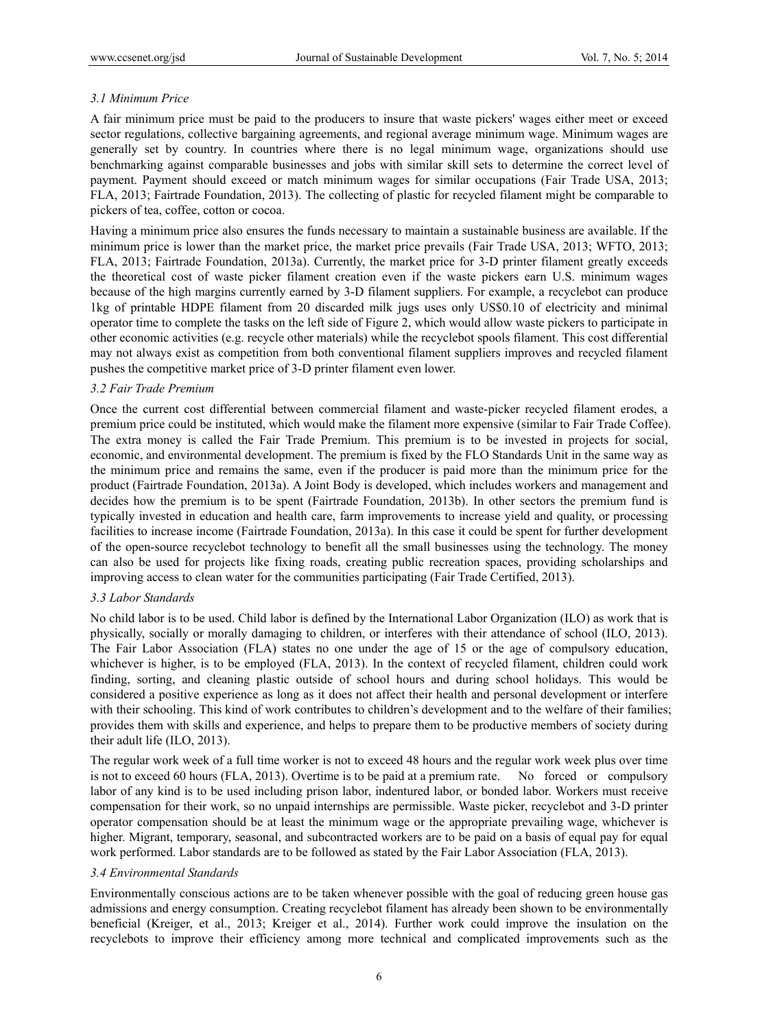### 3.1 Minimum Price

A fair minimum price must be paid to the producers to insure that waste pickers' wages either meet or exceed sector regulations, collective bargaining agreements, and regional average minimum wage. Minimum wages are generally set by country. In countries where there is no legal minimum wage, organizations should use benchmarking against comparable businesses and jobs with similar skill sets to determine the correct level of payment. Payment should exceed or match minimum wages for similar occupations (Fair Trade USA, 2013; FLA, 2013; Fairtrade Foundation, 2013). The collecting of plastic for recycled filament might be comparable to pickers of tea, coffee, cotton or cocoa.

Having a minimum price also ensures the funds necessary to maintain a sustainable business are available. If the minimum price is lower than the market price, the market price prevails (Fair Trade USA, 2013; WFTO, 2013; FLA, 2013; Fairtrade Foundation, 2013a). Currently, the market price for 3-D printer filament greatly exceeds the theoretical cost of waste picker filament creation even if the waste pickers earn U.S. minimum wages because of the high margins currently earned by 3-D filament suppliers. For example, a recyclebot can produce 1kg of printable HDPE filament from 20 discarded milk jugs uses only US$0.10 of electricity and minimal operator time to complete the tasks on the left side of Figure 2, which would allow waste pickers to participate in other economic activities (e.g. recycle other materials) while the recyclebot spools filament. This cost differential may not always exist as competition from both conventional filament suppliers improves and recycled filament pushes the competitive market price of 3-D printer filament even lower.

### 3.2 Fair Trade Premium

Once the current cost differential between commercial filament and waste-picker recycled filament erodes, a premium price could be instituted, which would make the filament more expensive (similar to Fair Trade Coffee). The extra money is called the Fair Trade Premium. This premium is to be invested in projects for social, economic, and environmental development. The premium is fixed by the FLO Standards Unit in the same way as the minimum price and remains the same, even if the producer is paid more than the minimum price for the product (Fairtrade Foundation, 2013a). A Joint Body is developed, which includes workers and management and decides how the premium is to be spent (Fairtrade Foundation, 2013b). In other sectors the premium fund is typically invested in education and health care, farm improvements to increase yield and quality, or processing facilities to increase income (Fairtrade Foundation, 2013a). In this case it could be spent for further development of the open-source recyclebot technology to benefit all the small businesses using the technology. The money can also be used for projects like fixing roads, creating public recreation spaces, providing scholarships and improving access to clean water for the communities participating (Fair Trade Certified, 2013).

### 3.3 Labor Standards

No child labor is to be used. Child labor is defined by the International Labor Organization (ILO) as work that is physically, socially or morally damaging to children, or interferes with their attendance of school (ILO, 2013). The Fair Labor Association (FLA) states no one under the age of 15 or the age of compulsory education, whichever is higher, is to be employed (FLA, 2013). In the context of recycled filament, children could work finding, sorting, and cleaning plastic outside of school hours and during school holidays. This would be considered a positive experience as long as it does not affect their health and personal development or interfere with their schooling. This kind of work contributes to children's development and to the welfare of their families; provides them with skills and experience, and helps to prepare them to be productive members of society during their adult life (ILO, 2013).

The regular work week of a full time worker is not to exceed 48 hours and the regular work week plus over time is not to exceed 60 hours (FLA, 2013). Overtime is to be paid at a premium rate. No forced or compulsory labor of any kind is to be used including prison labor, indentured labor, or bonded labor. Workers must receive compensation for their work, so no unpaid internships are permissible. Waste picker, recyclebot and 3-D printer operator compensation should be at least the minimum wage or the appropriate prevailing wage, whichever is higher. Migrant, temporary, seasonal, and subcontracted workers are to be paid on a basis of equal pay for equal work performed. Labor standards are to be followed as stated by the Fair Labor Association (FLA, 2013).

### 3.4 Environmental Standards

Environmentally conscious actions are to be taken whenever possible with the goal of reducing green house gas admissions and energy consumption. Creating recyclebot filament has already been shown to be environmentally beneficial (Kreiger, et al., 2013; Kreiger et al., 2014). Further work could improve the insulation on the recyclebots to improve their efficiency among more technical and complicated improvements such as the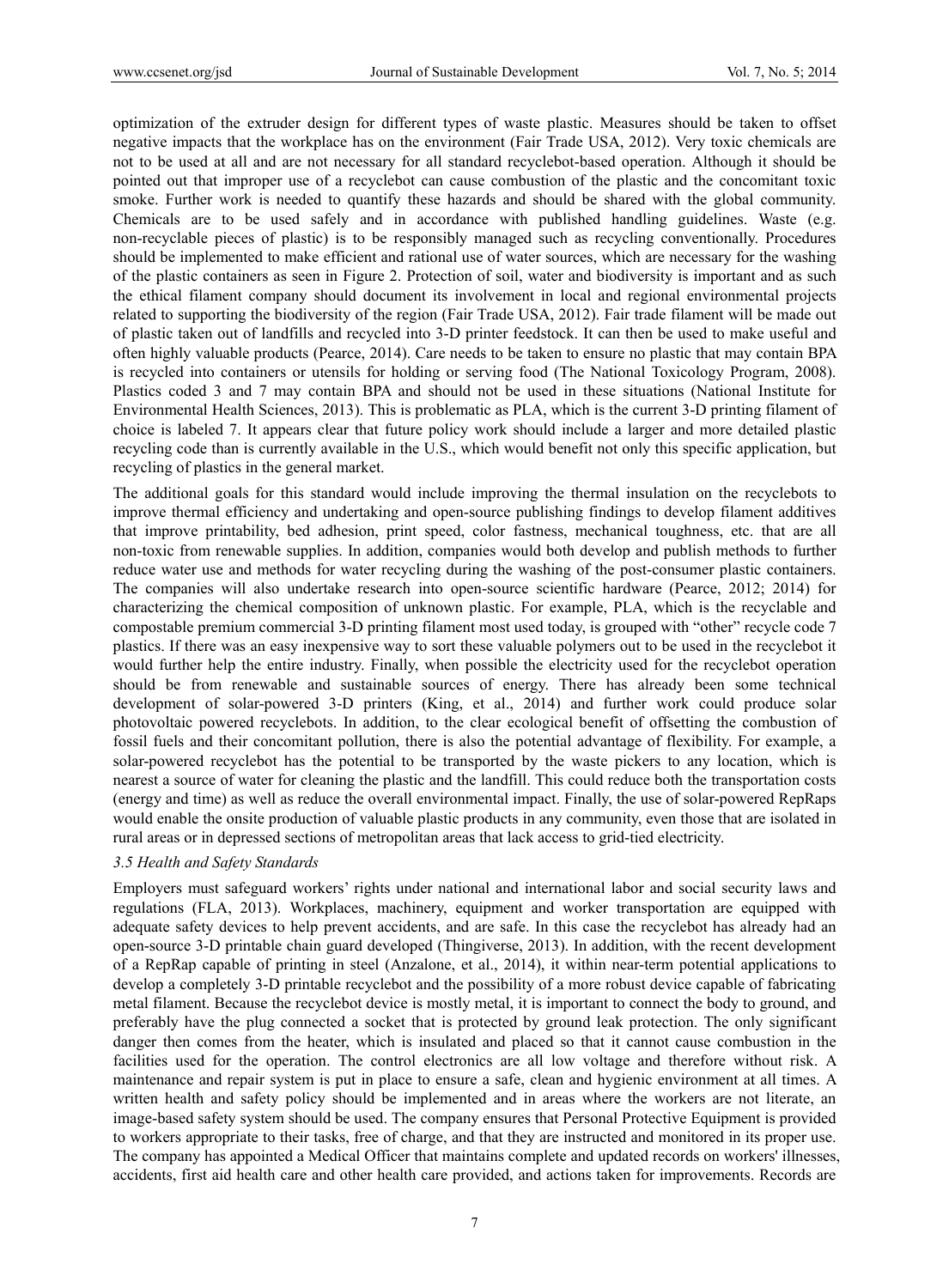optimization of the extruder design for different types of waste plastic. Measures should be taken to offset negative impacts that the workplace has on the environment (Fair Trade USA, 2012). Very toxic chemicals are not to be used at all and are not necessary for all standard recyclebot-based operation. Although it should be pointed out that improper use of a recyclebot can cause combustion of the plastic and the concomitant toxic smoke. Further work is needed to quantify these hazards and should be shared with the global community. Chemicals are to be used safely and in accordance with published handling guidelines. Waste (e.g. non-recyclable pieces of plastic) is to be responsibly managed such as recycling conventionally. Procedures should be implemented to make efficient and rational use of water sources, which are necessary for the washing of the plastic containers as seen in Figure 2. Protection of soil, water and biodiversity is important and as such the ethical filament company should document its involvement in local and regional environmental projects related to supporting the biodiversity of the region (Fair Trade USA, 2012). Fair trade filament will be made out of plastic taken out of landfills and recycled into 3-D printer feedstock. It can then be used to make useful and often highly valuable products (Pearce, 2014). Care needs to be taken to ensure no plastic that may contain BPA is recycled into containers or utensils for holding or serving food (The National Toxicology Program, 2008). Plastics coded 3 and 7 may contain BPA and should not be used in these situations (National Institute for Environmental Health Sciences, 2013). This is problematic as PLA, which is the current 3-D printing filament of choice is labeled 7. It appears clear that future policy work should include a larger and more detailed plastic recycling code than is currently available in the U.S., which would benefit not only this specific application, but recycling of plastics in the general market.

The additional goals for this standard would include improving the thermal insulation on the recyclebots to improve thermal efficiency and undertaking and open-source publishing findings to develop filament additives that improve printability, bed adhesion, print speed, color fastness, mechanical toughness, etc. that are all non-toxic from renewable supplies. In addition, companies would both develop and publish methods to further reduce water use and methods for water recycling during the washing of the post-consumer plastic containers. The companies will also undertake research into open-source scientific hardware (Pearce, 2012; 2014) for characterizing the chemical composition of unknown plastic. For example, PLA, which is the recyclable and compostable premium commercial 3-D printing filament most used today, is grouped with "other" recycle code 7 plastics. If there was an easy inexpensive way to sort these valuable polymers out to be used in the recyclebot it would further help the entire industry. Finally, when possible the electricity used for the recyclebot operation should be from renewable and sustainable sources of energy. There has already been some technical development of solar-powered 3-D printers (King, et al., 2014) and further work could produce solar photovoltaic powered recyclebots. In addition, to the clear ecological benefit of offsetting the combustion of fossil fuels and their concomitant pollution, there is also the potential advantage of flexibility. For example, a solar-powered recyclebot has the potential to be transported by the waste pickers to any location, which is nearest a source of water for cleaning the plastic and the landfill. This could reduce both the transportation costs (energy and time) as well as reduce the overall environmental impact. Finally, the use of solar-powered RepRaps would enable the onsite production of valuable plastic products in any community, even those that are isolated in rural areas or in depressed sections of metropolitan areas that lack access to grid-tied electricity.

### *3.5 Health and Safety Standards*

Employers must safeguard workers' rights under national and international labor and social security laws and regulations (FLA, 2013). Workplaces, machinery, equipment and worker transportation are equipped with adequate safety devices to help prevent accidents, and are safe. In this case the recyclebot has already had an open-source 3-D printable chain guard developed (Thingiverse, 2013). In addition, with the recent development of a RepRap capable of printing in steel (Anzalone, et al., 2014), it within near-term potential applications to develop a completely 3-D printable recyclebot and the possibility of a more robust device capable of fabricating metal filament. Because the recyclebot device is mostly metal, it is important to connect the body to ground, and preferably have the plug connected a socket that is protected by ground leak protection. The only significant danger then comes from the heater, which is insulated and placed so that it cannot cause combustion in the facilities used for the operation. The control electronics are all low voltage and therefore without risk. A maintenance and repair system is put in place to ensure a safe, clean and hygienic environment at all times. A written health and safety policy should be implemented and in areas where the workers are not literate, an image-based safety system should be used. The company ensures that Personal Protective Equipment is provided to workers appropriate to their tasks, free of charge, and that they are instructed and monitored in its proper use. The company has appointed a Medical Officer that maintains complete and updated records on workers' illnesses, accidents, first aid health care and other health care provided, and actions taken for improvements. Records are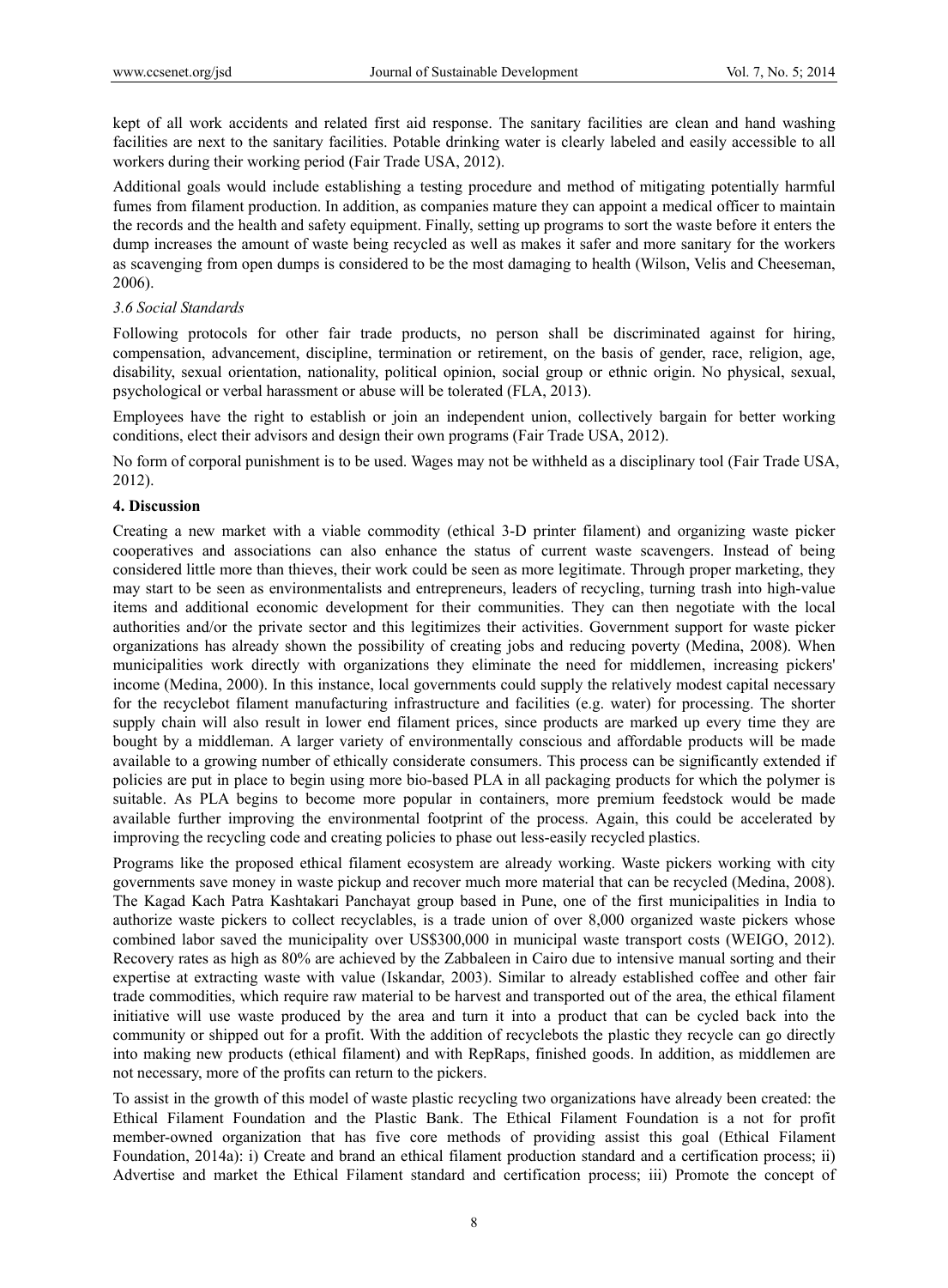kept of all work accidents and related first aid response. The sanitary facilities are clean and hand washing facilities are next to the sanitary facilities. Potable drinking water is clearly labeled and easily accessible to all workers during their working period (Fair Trade USA, 2012).

Additional goals would include establishing a testing procedure and method of mitigating potentially harmful fumes from filament production. In addition, as companies mature they can appoint a medical officer to maintain the records and the health and safety equipment. Finally, setting up programs to sort the waste before it enters the dump increases the amount of waste being recycled as well as makes it safer and more sanitary for the workers as scavenging from open dumps is considered to be the most damaging to health (Wilson, Velis and Cheeseman, 2006).

### *3.6 Social Standards*

Following protocols for other fair trade products, no person shall be discriminated against for hiring, compensation, advancement, discipline, termination or retirement, on the basis of gender, race, religion, age, disability, sexual orientation, nationality, political opinion, social group or ethnic origin. No physical, sexual, psychological or verbal harassment or abuse will be tolerated (FLA, 2013).

Employees have the right to establish or join an independent union, collectively bargain for better working conditions, elect their advisors and design their own programs (Fair Trade USA, 2012).

No form of corporal punishment is to be used. Wages may not be withheld as a disciplinary tool (Fair Trade USA, 2012).

## **4. Discussion**

Creating a new market with a viable commodity (ethical 3-D printer filament) and organizing waste picker cooperatives and associations can also enhance the status of current waste scavengers. Instead of being considered little more than thieves, their work could be seen as more legitimate. Through proper marketing, they may start to be seen as environmentalists and entrepreneurs, leaders of recycling, turning trash into high-value items and additional economic development for their communities. They can then negotiate with the local authorities and/or the private sector and this legitimizes their activities. Government support for waste picker organizations has already shown the possibility of creating jobs and reducing poverty (Medina, 2008). When municipalities work directly with organizations they eliminate the need for middlemen, increasing pickers' income (Medina, 2000). In this instance, local governments could supply the relatively modest capital necessary for the recyclebot filament manufacturing infrastructure and facilities (e.g. water) for processing. The shorter supply chain will also result in lower end filament prices, since products are marked up every time they are bought by a middleman. A larger variety of environmentally conscious and affordable products will be made available to a growing number of ethically considerate consumers. This process can be significantly extended if policies are put in place to begin using more bio-based PLA in all packaging products for which the polymer is suitable. As PLA begins to become more popular in containers, more premium feedstock would be made available further improving the environmental footprint of the process. Again, this could be accelerated by improving the recycling code and creating policies to phase out less-easily recycled plastics.

Programs like the proposed ethical filament ecosystem are already working. Waste pickers working with city governments save money in waste pickup and recover much more material that can be recycled (Medina, 2008). The Kagad Kach Patra Kashtakari Panchayat group based in Pune, one of the first municipalities in India to authorize waste pickers to collect recyclables, is a trade union of over 8,000 organized waste pickers whose combined labor saved the municipality over US$300,000 in municipal waste transport costs (WEIGO, 2012). Recovery rates as high as 80% are achieved by the Zabbaleen in Cairo due to intensive manual sorting and their expertise at extracting waste with value (Iskandar, 2003). Similar to already established coffee and other fair trade commodities, which require raw material to be harvest and transported out of the area, the ethical filament initiative will use waste produced by the area and turn it into a product that can be cycled back into the community or shipped out for a profit. With the addition of recyclebots the plastic they recycle can go directly into making new products (ethical filament) and with RepRaps, finished goods. In addition, as middlemen are not necessary, more of the profits can return to the pickers.

To assist in the growth of this model of waste plastic recycling two organizations have already been created: the Ethical Filament Foundation and the Plastic Bank. The Ethical Filament Foundation is a not for profit member-owned organization that has five core methods of providing assist this goal (Ethical Filament Foundation, 2014a): i) Create and brand an ethical filament production standard and a certification process; ii) Advertise and market the Ethical Filament standard and certification process; iii) Promote the concept of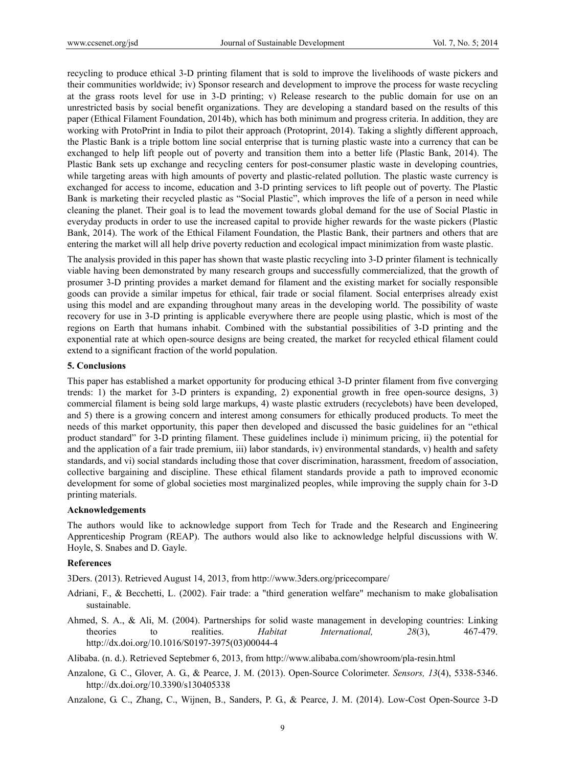recycling to produce ethical 3-D printing filament that is sold to improve the livelihoods of waste pickers and their communities worldwide; iv) Sponsor research and development to improve the process for waste recycling at the grass roots level for use in 3-D printing; v) Release research to the public domain for use on an unrestricted basis by social benefit organizations. They are developing a standard based on the results of this paper (Ethical Filament Foundation, 2014b), which has both minimum and progress criteria. In addition, they are working with ProtoPrint in India to pilot their approach (Protoprint, 2014). Taking a slightly different approach, the Plastic Bank is a triple bottom line social enterprise that is turning plastic waste into a currency that can be exchanged to help lift people out of poverty and transition them into a better life (Plastic Bank, 2014). The Plastic Bank sets up exchange and recycling centers for post-consumer plastic waste in developing countries, while targeting areas with high amounts of poverty and plastic-related pollution. The plastic waste currency is exchanged for access to income, education and 3-D printing services to lift people out of poverty. The Plastic Bank is marketing their recycled plastic as "Social Plastic", which improves the life of a person in need while cleaning the planet. Their goal is to lead the movement towards global demand for the use of Social Plastic in everyday products in order to use the increased capital to provide higher rewards for the waste pickers (Plastic Bank, 2014). The work of the Ethical Filament Foundation, the Plastic Bank, their partners and others that are entering the market will all help drive poverty reduction and ecological impact minimization from waste plastic.

The analysis provided in this paper has shown that waste plastic recycling into 3-D printer filament is technically viable having been demonstrated by many research groups and successfully commercialized, that the growth of prosumer 3-D printing provides a market demand for filament and the existing market for socially responsible goods can provide a similar impetus for ethical, fair trade or social filament. Social enterprises already exist using this model and are expanding throughout many areas in the developing world. The possibility of waste recovery for use in 3-D printing is applicable everywhere there are people using plastic, which is most of the regions on Earth that humans inhabit. Combined with the substantial possibilities of 3-D printing and the exponential rate at which open-source designs are being created, the market for recycled ethical filament could extend to a significant fraction of the world population.

## 5. Conclusions

This paper has established a market opportunity for producing ethical 3-D printer filament from five converging trends: 1) the market for 3-D printers is expanding, 2) exponential growth in free open-source designs, 3) commercial filament is being sold large markups, 4) waste plastic extruders (recyclebots) have been developed, and 5) there is a growing concern and interest among consumers for ethically produced products. To meet the needs of this market opportunity, this paper then developed and discussed the basic guidelines for an "ethical product standard" for 3-D printing filament. These guidelines include i) minimum pricing, ii) the potential for and the application of a fair trade premium, iii) labor standards, iv) environmental standards, v) health and safety standards, and vi) social standards including those that cover discrimination, harassment, freedom of association, collective bargaining and discipline. These ethical filament standards provide a path to improved economic development for some of global societies most marginalized peoples, while improving the supply chain for 3-D printing materials.

## Acknowledgements

The authors would like to acknowledge support from Tech for Trade and the Research and Engineering Apprenticeship Program (REAP). The authors would also like to acknowledge helpful discussions with W. Hoyle, S. Snabes and D. Gayle.

## References

3Ders. (2013). Retrieved August 14, 2013, from http://www.3ders.org/pricecompare/

Adriani, F., & Becchetti, L. (2002). Fair trade: a "third generation welfare" mechanism to make globalisation sustainable.

Ahmed, S. A., & Ali, M. (2004). Partnerships for solid waste management in developing countries: Linking theories to realities. *Habitat International, 28*(3), 467-479. http://dx.doi.org/10.1016/S0197-3975(03)00044-4

Alibaba. (n. d.). Retrieved Septebmer 6, 2013, from http://www.alibaba.com/showroom/pla-resin.html

Anzalone, G. C., Glover, A. G., & Pearce, J. M. (2013). Open-Source Colorimeter. *Sensors, 13*(4), 5338-5346. http://dx.doi.org/10.3390/s130405338

Anzalone, G. C., Zhang, C., Wijnen, B., Sanders, P. G., & Pearce, J. M. (2014). Low-Cost Open-Source 3-D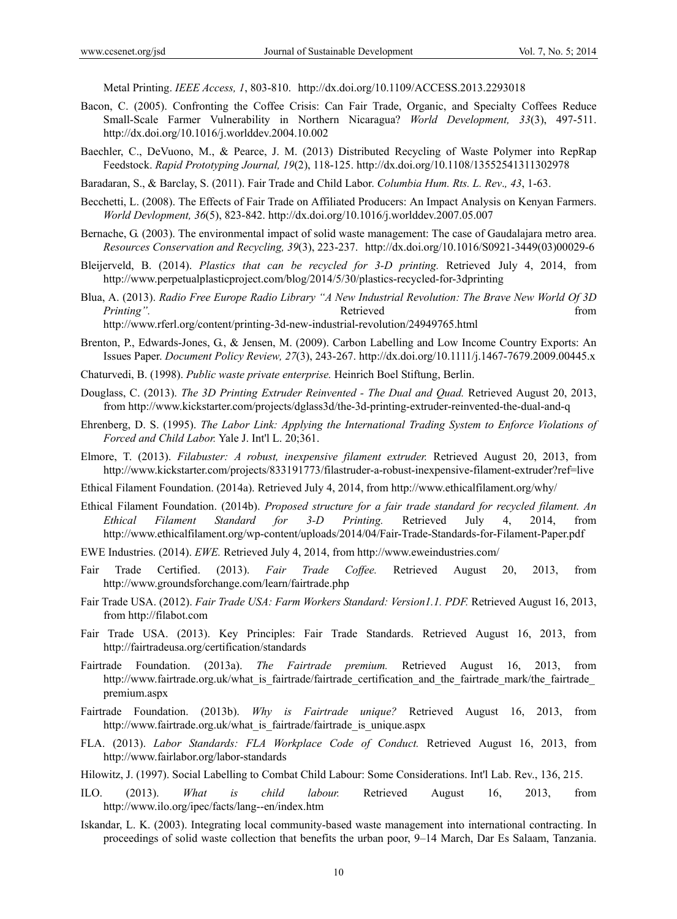Metal Printing. *IEEE Access, 1*, 803-810. http://dx.doi.org/10.1109/ACCESS.2013.2293018

Bacon, C. (2005). Confronting the Coffee Crisis: Can Fair Trade, Organic, and Specialty Coffees Reduce Small-Scale Farmer Vulnerability in Northern Nicaragua? *World Development, 33*(3), 497-511. http://dx.doi.org/10.1016/j.worlddev.2004.10.002

Baechler, C., DeVuono, M., & Pearce, J. M. (2013) Distributed Recycling of Waste Polymer into RepRap Feedstock. *Rapid Prototyping Journal, 19*(2), 118-125. http://dx.doi.org/10.1108/13552541311302978

Baradaran, S., & Barclay, S. (2011). Fair Trade and Child Labor. *Columbia Hum. Rts. L. Rev., 43*, 1-63.

Becchetti, L. (2008). The Effects of Fair Trade on Affiliated Producers: An Impact Analysis on Kenyan Farmers. *World Devlopment, 36*(5), 823-842. http://dx.doi.org/10.1016/j.worlddev.2007.05.007

Bernache, G. (2003). The environmental impact of solid waste management: The case of Gaudalajara metro area. *Resources Conservation and Recycling, 39*(3), 223-237. http://dx.doi.org/10.1016/S0921-3449(03)00029-6

Bleijerveld, B. (2014). *Plastics that can be recycled for 3-D printing.* Retrieved July 4, 2014, from http://www.perpetualplasticproject.com/blog/2014/5/30/plastics-recycled-for-3dprinting

Blua, A. (2013). *Radio Free Europe Radio Library "A New Industrial Revolution: The Brave New World Of 3D Printing".* Retrieved from http://www.rferl.org/content/printing-3d-new-industrial-revolution/24949765.html

Brenton, P., Edwards-Jones, G., & Jensen, M. (2009). Carbon Labelling and Low Income Country Exports: An Issues Paper. *Document Policy Review, 27*(3), 243-267. http://dx.doi.org/10.1111/j.1467-7679.2009.00445.x

Chaturvedi, B. (1998). *Public waste private enterprise.* Heinrich Boel Stiftung, Berlin.

Douglass, C. (2013). *The 3D Printing Extruder Reinvented - The Dual and Quad.* Retrieved August 20, 2013, from http://www.kickstarter.com/projects/dglass3d/the-3d-printing-extruder-reinvented-the-dual-and-q

Ehrenberg, D. S. (1995). *The Labor Link: Applying the International Trading System to Enforce Violations of Forced and Child Labor.* Yale J. Int'l L. 20;361.

Elmore, T. (2013). *Filabuster: A robust, inexpensive filament extruder.* Retrieved August 20, 2013, from http://www.kickstarter.com/projects/833191773/filastruder-a-robust-inexpensive-filament-extruder?ref=live

Ethical Filament Foundation. (2014a). Retrieved July 4, 2014, from http://www.ethicalfilament.org/why/

Ethical Filament Foundation. (2014b). *Proposed structure for a fair trade standard for recycled filament. An Ethical Filament Standard for 3-D Printing.* Retrieved July 4, 2014, from http://www.ethicalfilament.org/wp-content/uploads/2014/04/Fair-Trade-Standards-for-Filament-Paper.pdf

EWE Industries. (2014). *EWE.* Retrieved July 4, 2014, from http://www.eweindustries.com/

Fair Trade Certified. (2013). *Fair Trade Coffee.* Retrieved August 20, 2013, from http://www.groundsforchange.com/learn/fairtrade.php

Fair Trade USA. (2012). *Fair Trade USA: Farm Workers Standard: Version1.1. PDF.* Retrieved August 16, 2013, from http://filabot.com

Fair Trade USA. (2013). Key Principles: Fair Trade Standards. Retrieved August 16, 2013, from http://fairtradeusa.org/certification/standards

Fairtrade Foundation. (2013a). *The Fairtrade premium.* Retrieved August 16, 2013, from http://www.fairtrade.org.uk/what_is_fairtrade/fairtrade_certification_and_the_fairtrade_mark/the_fairtrade_premium.aspx

Fairtrade Foundation. (2013b). *Why is Fairtrade unique?* Retrieved August 16, 2013, from http://www.fairtrade.org.uk/what_is_fairtrade/fairtrade_is_unique.aspx

FLA. (2013). *Labor Standards: FLA Workplace Code of Conduct.* Retrieved August 16, 2013, from http://www.fairlabor.org/labor-standards

Hilowitz, J. (1997). Social Labelling to Combat Child Labour: Some Considerations. Int'l Lab. Rev., 136, 215.

ILO. (2013). *What is child labour.* Retrieved August 16, 2013, from http://www.ilo.org/ipec/facts/lang--en/index.htm

Iskandar, L. K. (2003). Integrating local community-based waste management into international contracting. In proceedings of solid waste collection that benefits the urban poor, 9–14 March, Dar Es Salaam, Tanzania.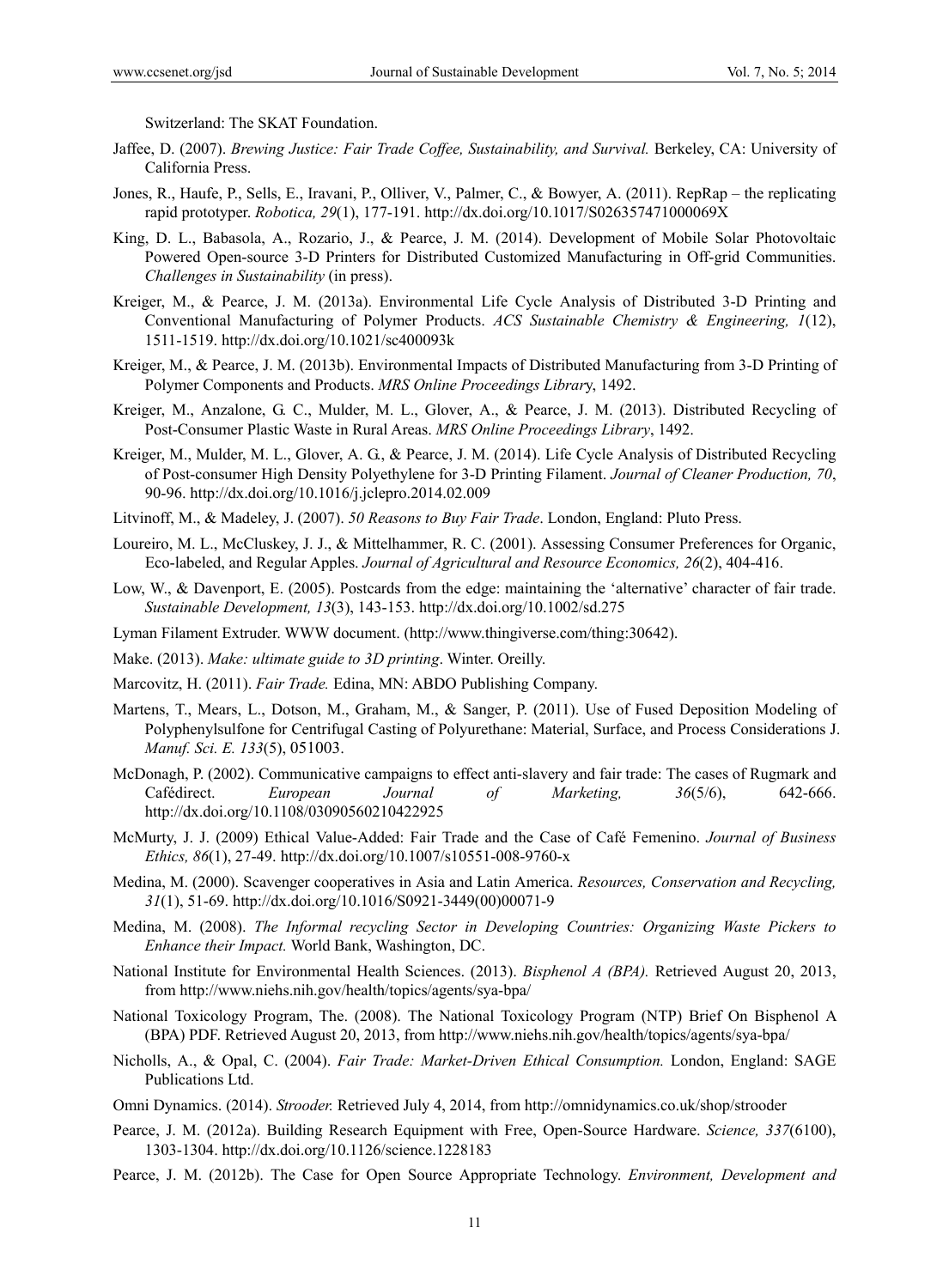Switzerland: The SKAT Foundation.

Jaffee, D. (2007). *Brewing Justice: Fair Trade Coffee, Sustainability, and Survival.* Berkeley, CA: University of California Press.

Jones, R., Haufe, P., Sells, E., Iravani, P., Olliver, V., Palmer, C., & Bowyer, A. (2011). RepRap – the replicating rapid prototyper. *Robotica, 29*(1), 177-191. http://dx.doi.org/10.1017/S026357471000069X

King, D. L., Babasola, A., Rozario, J., & Pearce, J. M. (2014). Development of Mobile Solar Photovoltaic Powered Open-source 3-D Printers for Distributed Customized Manufacturing in Off-grid Communities. *Challenges in Sustainability* (in press).

Kreiger, M., & Pearce, J. M. (2013a). Environmental Life Cycle Analysis of Distributed 3-D Printing and Conventional Manufacturing of Polymer Products. *ACS Sustainable Chemistry & Engineering, 1*(12), 1511-1519. http://dx.doi.org/10.1021/sc400093k

Kreiger, M., & Pearce, J. M. (2013b). Environmental Impacts of Distributed Manufacturing from 3-D Printing of Polymer Components and Products. *MRS Online Proceedings Library*, 1492.

Kreiger, M., Anzalone, G. C., Mulder, M. L., Glover, A., & Pearce, J. M. (2013). Distributed Recycling of Post-Consumer Plastic Waste in Rural Areas. *MRS Online Proceedings Library*, 1492.

Kreiger, M., Mulder, M. L., Glover, A. G., & Pearce, J. M. (2014). Life Cycle Analysis of Distributed Recycling of Post-consumer High Density Polyethylene for 3-D Printing Filament. *Journal of Cleaner Production, 70*, 90-96. http://dx.doi.org/10.1016/j.jclepro.2014.02.009

Litvinoff, M., & Madeley, J. (2007). *50 Reasons to Buy Fair Trade*. London, England: Pluto Press.

Loureiro, M. L., McCluskey, J. J., & Mittelhammer, R. C. (2001). Assessing Consumer Preferences for Organic, Eco-labeled, and Regular Apples. *Journal of Agricultural and Resource Economics, 26*(2), 404-416.

Low, W., & Davenport, E. (2005). Postcards from the edge: maintaining the 'alternative' character of fair trade. *Sustainable Development, 13*(3), 143-153. http://dx.doi.org/10.1002/sd.275

Lyman Filament Extruder. WWW document. (http://www.thingiverse.com/thing:30642).

Make. (2013). *Make: ultimate guide to 3D printing*. Winter. Oreilly.

Marcovitz, H. (2011). *Fair Trade.* Edina, MN: ABDO Publishing Company.

Martens, T., Mears, L., Dotson, M., Graham, M., & Sanger, P. (2011). Use of Fused Deposition Modeling of Polyphenylsulfone for Centrifugal Casting of Polyurethane: Material, Surface, and Process Considerations J. *Manuf. Sci. E. 133*(5), 051003.

McDonagh, P. (2002). Communicative campaigns to effect anti-slavery and fair trade: The cases of Rugmark and Cafédirect. *European Journal of Marketing, 36*(5/6), 642-666. http://dx.doi.org/10.1108/03090560210422925

McMurty, J. J. (2009) Ethical Value-Added: Fair Trade and the Case of Café Femenino. *Journal of Business Ethics, 86*(1), 27-49. http://dx.doi.org/10.1007/s10551-008-9760-x

Medina, M. (2000). Scavenger cooperatives in Asia and Latin America. *Resources, Conservation and Recycling, 31*(1), 51-69. http://dx.doi.org/10.1016/S0921-3449(00)00071-9

Medina, M. (2008). *The Informal recycling Sector in Developing Countries: Organizing Waste Pickers to Enhance their Impact.* World Bank, Washington, DC.

National Institute for Environmental Health Sciences. (2013). *Bisphenol A (BPA).* Retrieved August 20, 2013, from http://www.niehs.nih.gov/health/topics/agents/sya-bpa/

National Toxicology Program, The. (2008). The National Toxicology Program (NTP) Brief On Bisphenol A (BPA) PDF. Retrieved August 20, 2013, from http://www.niehs.nih.gov/health/topics/agents/sya-bpa/

Nicholls, A., & Opal, C. (2004). *Fair Trade: Market-Driven Ethical Consumption.* London, England: SAGE Publications Ltd.

Omni Dynamics. (2014). *Strooder.* Retrieved July 4, 2014, from http://omnidynamics.co.uk/shop/strooder

Pearce, J. M. (2012a). Building Research Equipment with Free, Open-Source Hardware. *Science, 337*(6100), 1303-1304. http://dx.doi.org/10.1126/science.1228183

Pearce, J. M. (2012b). The Case for Open Source Appropriate Technology. *Environment, Development and*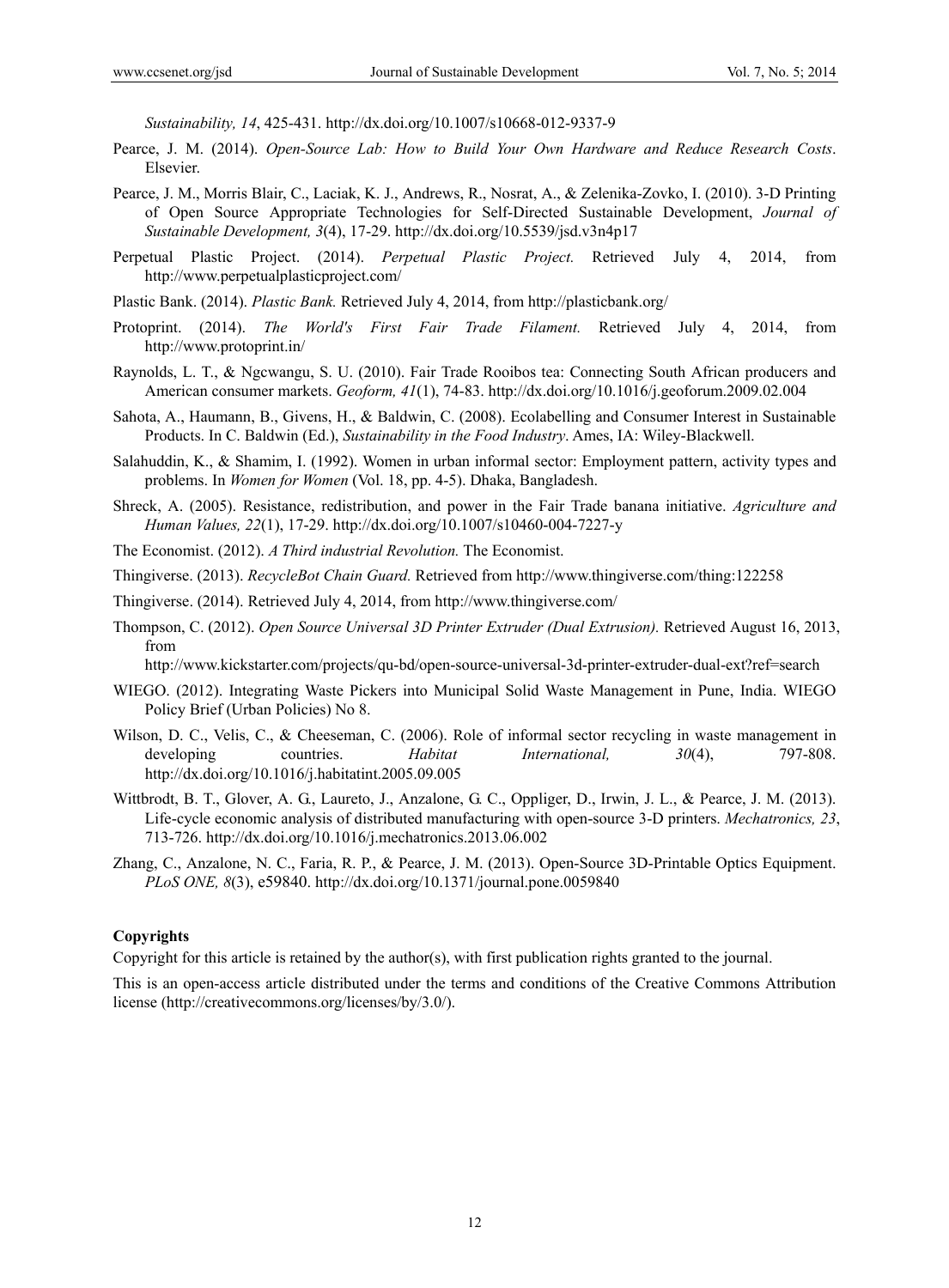*Sustainability, 14*, 425-431. http://dx.doi.org/10.1007/s10668-012-9337-9

Pearce, J. M. (2014). *Open-Source Lab: How to Build Your Own Hardware and Reduce Research Costs*. Elsevier.

Pearce, J. M., Morris Blair, C., Laciak, K. J., Andrews, R., Nosrat, A., & Zelenika-Zovko, I. (2010). 3-D Printing of Open Source Appropriate Technologies for Self-Directed Sustainable Development, *Journal of Sustainable Development, 3*(4), 17-29. http://dx.doi.org/10.5539/jsd.v3n4p17

Perpetual Plastic Project. (2014). *Perpetual Plastic Project.* Retrieved July 4, 2014, from http://www.perpetualplasticproject.com/

Plastic Bank. (2014). *Plastic Bank.* Retrieved July 4, 2014, from http://plasticbank.org/

Protoprint. (2014). *The World's First Fair Trade Filament.* Retrieved July 4, 2014, from http://www.protoprint.in/

Raynolds, L. T., & Ngcwangu, S. U. (2010). Fair Trade Rooibos tea: Connecting South African producers and American consumer markets. *Geoforum, 41*(1), 74-83. http://dx.doi.org/10.1016/j.geoforum.2009.02.004

Sahota, A., Haumann, B., Givens, H., & Baldwin, C. (2008). Ecolabelling and Consumer Interest in Sustainable Products. In C. Baldwin (Ed.), *Sustainability in the Food Industry*. Ames, IA: Wiley-Blackwell.

Salahuddin, K., & Shamim, I. (1992). Women in urban informal sector: Employment pattern, activity types and problems. In *Women for Women* (Vol. 18, pp. 4-5). Dhaka, Bangladesh.

Shreck, A. (2005). Resistance, redistribution, and power in the Fair Trade banana initiative. *Agriculture and Human Values, 22*(1), 17-29. http://dx.doi.org/10.1007/s10460-004-7227-y

The Economist. (2012). *A Third industrial Revolution.* The Economist.

Thingiverse. (2013). *RecycleBot Chain Guard.* Retrieved from http://www.thingiverse.com/thing:122258

Thingiverse. (2014). Retrieved July 4, 2014, from http://www.thingiverse.com/

Thompson, C. (2012). *Open Source Universal 3D Printer Extruder (Dual Extrusion).* Retrieved August 16, 2013, from http://www.kickstarter.com/projects/qu-bd/open-source-universal-3d-printer-extruder-dual-ext?ref=search

WIEGO. (2012). Integrating Waste Pickers into Municipal Solid Waste Management in Pune, India. WIEGO Policy Brief (Urban Policies) No 8.

Wilson, D. C., Velis, C., & Cheeseman, C. (2006). Role of informal sector recycling in waste management in developing countries. *Habitat International, 30*(4), 797-808. http://dx.doi.org/10.1016/j.habitatint.2005.09.005

Wittbrodt, B. T., Glover, A. G., Laureto, J., Anzalone, G. C., Oppliger, D., Irwin, J. L., & Pearce, J. M. (2013). Life-cycle economic analysis of distributed manufacturing with open-source 3-D printers. *Mechatronics, 23*, 713-726. http://dx.doi.org/10.1016/j.mechatronics.2013.06.002

Zhang, C., Anzalone, N. C., Faria, R. P., & Pearce, J. M. (2013). Open-Source 3D-Printable Optics Equipment. *PLoS ONE, 8*(3), e59840. http://dx.doi.org/10.1371/journal.pone.0059840

### Copyrights

Copyright for this article is retained by the author(s), with first publication rights granted to the journal.

This is an open-access article distributed under the terms and conditions of the Creative Commons Attribution license (http://creativecommons.org/licenses/by/3.0/).